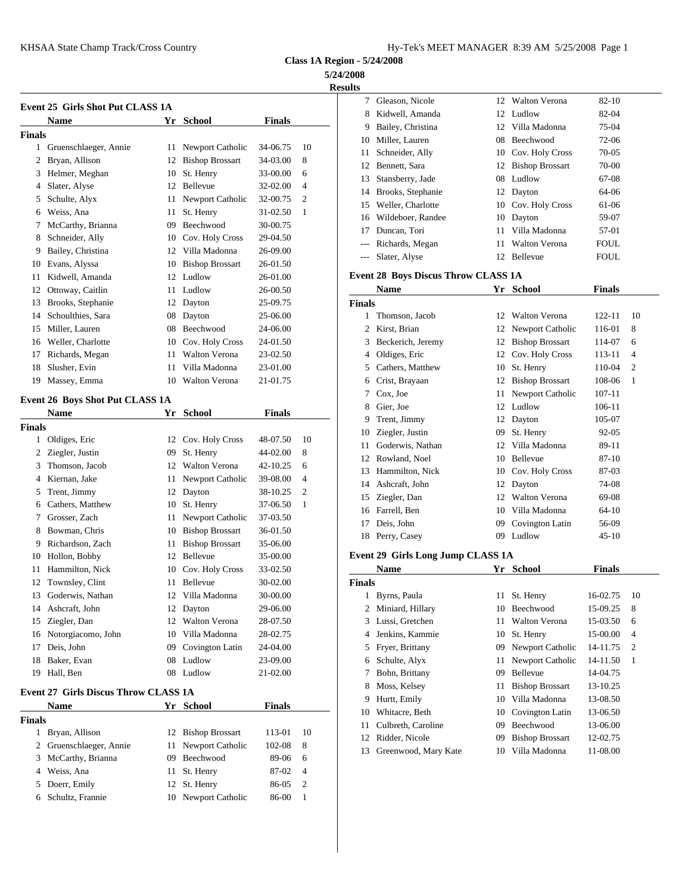**Class 1A Region - 5/24/2008**

**5/24/2008**

**Results**

### Event 25 Girls Shot Put CLASS 1A

| | Name | Yr | School | Finals | |
|---|---|---|---|---|---|
| **Finals** | | | | | |
| 1 | Gruenschlaeger, Annie | 11 | Newport Catholic | 34-06.75 | 10 |
| 2 | Bryan, Allison | 12 | Bishop Brossart | 34-03.00 | 8 |
| 3 | Helmer, Meghan | 10 | St. Henry | 33-00.00 | 6 |
| 4 | Slater, Alyse | 12 | Bellevue | 32-02.00 | 4 |
| 5 | Schulte, Alyx | 11 | Newport Catholic | 32-00.75 | 2 |
| 6 | Weiss, Ana | 11 | St. Henry | 31-02.50 | 1 |
| 7 | McCarthy, Brianna | 09 | Beechwood | 30-00.75 | |
| 8 | Schneider, Ally | 10 | Cov. Holy Cross | 29-04.50 | |
| 9 | Bailey, Christina | 12 | Villa Madonna | 26-09.00 | |
| 10 | Evans, Alyssa | 10 | Bishop Brossart | 26-01.50 | |
| 11 | Kidwell, Amanda | 12 | Ludlow | 26-01.00 | |
| 12 | Ottoway, Caitlin | 11 | Ludlow | 26-00.50 | |
| 13 | Brooks, Stephanie | 12 | Dayton | 25-09.75 | |
| 14 | Schoulthies, Sara | 08 | Dayton | 25-06.00 | |
| 15 | Miller, Lauren | 08 | Beechwood | 24-06.00 | |
| 16 | Weller, Charlotte | 10 | Cov. Holy Cross | 24-01.50 | |
| 17 | Richards, Megan | 11 | Walton Verona | 23-02.50 | |
| 18 | Slusher, Evin | 11 | Villa Madonna | 23-01.00 | |
| 19 | Massey, Emma | 10 | Walton Verona | 21-01.75 | |

### Event 26 Boys Shot Put CLASS 1A

| | Name | Yr | School | Finals | |
|---|---|---|---|---|---|
| **Finals** | | | | | |
| 1 | Oldiges, Eric | 12 | Cov. Holy Cross | 48-07.50 | 10 |
| 2 | Ziegler, Justin | 09 | St. Henry | 44-02.00 | 8 |
| 3 | Thomson, Jacob | 12 | Walton Verona | 42-10.25 | 6 |
| 4 | Kiernan, Jake | 11 | Newport Catholic | 39-08.00 | 4 |
| 5 | Trent, Jimmy | 12 | Dayton | 38-10.25 | 2 |
| 6 | Cathers, Matthew | 10 | St. Henry | 37-06.50 | 1 |
| 7 | Grosser, Zach | 11 | Newport Catholic | 37-03.50 | |
| 8 | Bowman, Chris | 10 | Bishop Brossart | 36-01.50 | |
| 9 | Richardson, Zach | 11 | Bishop Brossart | 35-06.00 | |
| 10 | Hollon, Bobby | 12 | Bellevue | 35-00.00 | |
| 11 | Hammilton, Nick | 10 | Cov. Holy Cross | 33-02.50 | |
| 12 | Townsley, Clint | 11 | Bellevue | 30-02.00 | |
| 13 | Goderwis, Nathan | 12 | Villa Madonna | 30-00.00 | |
| 14 | Ashcraft, John | 12 | Dayton | 29-06.00 | |
| 15 | Ziegler, Dan | 12 | Walton Verona | 28-07.50 | |
| 16 | Notorgiacomo, John | 10 | Villa Madonna | 28-02.75 | |
| 17 | Deis, John | 09 | Covington Latin | 24-04.00 | |
| 18 | Baker, Evan | 08 | Ludlow | 23-09.00 | |
| 19 | Hall, Ben | 08 | Ludlow | 21-02.00 | |

### Event 27 Girls Discus Throw CLASS 1A

| | Name | Yr | School | Finals | |
|---|---|---|---|---|---|
| **Finals** | | | | | |
| 1 | Bryan, Allison | 12 | Bishop Brossart | 113-01 | 10 |
| 2 | Gruenschlaeger, Annie | 11 | Newport Catholic | 102-08 | 8 |
| 3 | McCarthy, Brianna | 09 | Beechwood | 89-06 | 6 |
| 4 | Weiss, Ana | 11 | St. Henry | 87-02 | 4 |
| 5 | Doerr, Emily | 12 | St. Henry | 86-05 | 2 |
| 6 | Schultz, Frannie | 10 | Newport Catholic | 86-00 | 1 |
| 7 | Gleason, Nicole | 12 | Walton Verona | 82-10 | |
| 8 | Kidwell, Amanda | 12 | Ludlow | 82-04 | |
| 9 | Bailey, Christina | 12 | Villa Madonna | 75-04 | |
| 10 | Miller, Lauren | 08 | Beechwood | 72-06 | |
| 11 | Schneider, Ally | 10 | Cov. Holy Cross | 70-05 | |
| 12 | Bennett, Sara | 12 | Bishop Brossart | 70-00 | |
| 13 | Stansberry, Jade | 08 | Ludlow | 67-08 | |
| 14 | Brooks, Stephanie | 12 | Dayton | 64-06 | |
| 15 | Weller, Charlotte | 10 | Cov. Holy Cross | 61-06 | |
| 16 | Wildeboer, Randee | 10 | Dayton | 59-07 | |
| 17 | Duncan, Tori | 11 | Villa Madonna | 57-01 | |
| --- | Richards, Megan | 11 | Walton Verona | FOUL | |
| --- | Slater, Alyse | 12 | Bellevue | FOUL | |

### Event 28 Boys Discus Throw CLASS 1A

| | Name | Yr | School | Finals | |
|---|---|---|---|---|---|
| **Finals** | | | | | |
| 1 | Thomson, Jacob | 12 | Walton Verona | 122-11 | 10 |
| 2 | Kirst, Brian | 12 | Newport Catholic | 116-01 | 8 |
| 3 | Beckerich, Jeremy | 12 | Bishop Brossart | 114-07 | 6 |
| 4 | Oldiges, Eric | 12 | Cov. Holy Cross | 113-11 | 4 |
| 5 | Cathers, Matthew | 10 | St. Henry | 110-04 | 2 |
| 6 | Crist, Brayaan | 12 | Bishop Brossart | 108-06 | 1 |
| 7 | Cox, Joe | 11 | Newport Catholic | 107-11 | |
| 8 | Gier, Joe | 12 | Ludlow | 106-11 | |
| 9 | Trent, Jimmy | 12 | Dayton | 105-07 | |
| 10 | Ziegler, Justin | 09 | St. Henry | 92-05 | |
| 11 | Goderwis, Nathan | 12 | Villa Madonna | 89-11 | |
| 12 | Rowland, Noel | 10 | Bellevue | 87-10 | |
| 13 | Hammilton, Nick | 10 | Cov. Holy Cross | 87-03 | |
| 14 | Ashcraft, John | 12 | Dayton | 74-08 | |
| 15 | Ziegler, Dan | 12 | Walton Verona | 69-08 | |
| 16 | Farrell, Ben | 10 | Villa Madonna | 64-10 | |
| 17 | Deis, John | 09 | Covington Latin | 56-09 | |
| 18 | Perry, Casey | 09 | Ludlow | 45-10 | |

### Event 29 Girls Long Jump CLASS 1A

| | Name | Yr | School | Finals | |
|---|---|---|---|---|---|
| **Finals** | | | | | |
| 1 | Byrns, Paula | 11 | St. Henry | 16-02.75 | 10 |
| 2 | Miniard, Hillary | 10 | Beechwood | 15-09.25 | 8 |
| 3 | Lussi, Gretchen | 11 | Walton Verona | 15-03.50 | 6 |
| 4 | Jenkins, Kammie | 10 | St. Henry | 15-00.00 | 4 |
| 5 | Fryer, Brittany | 09 | Newport Catholic | 14-11.75 | 2 |
| 6 | Schulte, Alyx | 11 | Newport Catholic | 14-11.50 | 1 |
| 7 | Bohn, Brittany | 09 | Bellevue | 14-04.75 | |
| 8 | Moss, Kelsey | 11 | Bishop Brossart | 13-10.25 | |
| 9 | Hurtt, Emily | 10 | Villa Madonna | 13-08.50 | |
| 10 | Whitacre, Beth | 10 | Covington Latin | 13-06.50 | |
| 11 | Culbreth, Caroline | 09 | Beechwood | 13-06.00 | |
| 12 | Ridder, Nicole | 09 | Bishop Brossart | 12-02.75 | |
| 13 | Greenwood, Mary Kate | 10 | Villa Madonna | 11-08.00 | |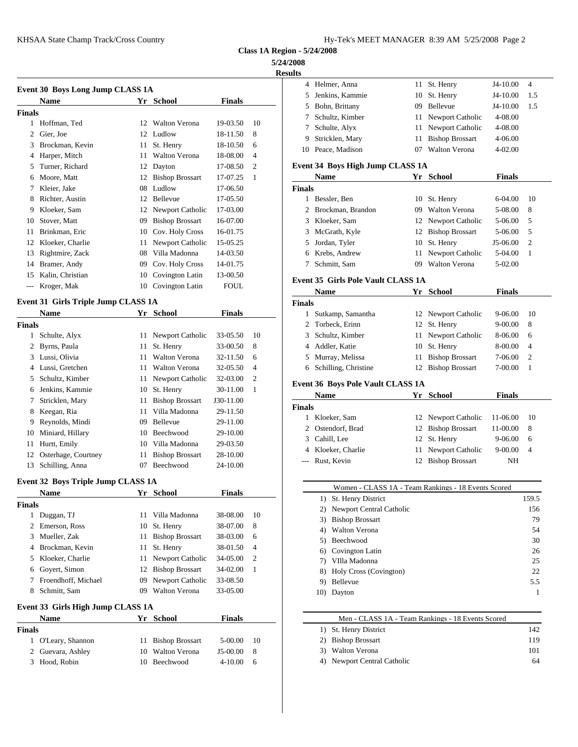**Class 1A Region - 5/24/2008**

**5/24/2008**

**Results**

### Event 30 Boys Long Jump CLASS 1A

| | Name | Yr | School | Finals | |
|---|---|---|---|---|---|
| **Finals** | | | | | |
| 1 | Hoffman, Ted | 12 | Walton Verona | 19-03.50 | 10 |
| 2 | Gier, Joe | 12 | Ludlow | 18-11.50 | 8 |
| 3 | Brockman, Kevin | 11 | St. Henry | 18-10.50 | 6 |
| 4 | Harper, Mitch | 11 | Walton Verona | 18-08.00 | 4 |
| 5 | Turner, Richard | 12 | Dayton | 17-08.50 | 2 |
| 6 | Moore, Matt | 12 | Bishop Brossart | 17-07.25 | 1 |
| 7 | Kleier, Jake | 08 | Ludlow | 17-06.50 | |
| 8 | Richter, Austin | 12 | Bellevue | 17-05.50 | |
| 9 | Kloeker, Sam | 12 | Newport Catholic | 17-03.00 | |
| 10 | Stover, Matt | 09 | Bishop Brossart | 16-07.00 | |
| 11 | Brinkman, Eric | 10 | Cov. Holy Cross | 16-01.75 | |
| 12 | Kloeker, Charlie | 11 | Newport Catholic | 15-05.25 | |
| 13 | Rightmire, Zack | 08 | Villa Madonna | 14-03.50 | |
| 14 | Bramer, Andy | 09 | Cov. Holy Cross | 14-01.75 | |
| 15 | Kalin, Christian | 10 | Covington Latin | 13-00.50 | |
| --- | Kroger, Mak | 10 | Covington Latin | FOUL | |

### Event 31 Girls Triple Jump CLASS 1A

| | Name | Yr | School | Finals | |
|---|---|---|---|---|---|
| **Finals** | | | | | |
| 1 | Schulte, Alyx | 11 | Newport Catholic | 33-05.50 | 10 |
| 2 | Byrns, Paula | 11 | St. Henry | 33-00.50 | 8 |
| 3 | Lussi, Olivia | 11 | Walton Verona | 32-11.50 | 6 |
| 4 | Lussi, Gretchen | 11 | Walton Verona | 32-05.50 | 4 |
| 5 | Schultz, Kimber | 11 | Newport Catholic | 32-03.00 | 2 |
| 6 | Jenkins, Kammie | 10 | St. Henry | 30-11.00 | 1 |
| 7 | Stricklen, Mary | 11 | Bishop Brossart | J30-11.00 | |
| 8 | Keegan, Ria | 11 | Villa Madonna | 29-11.50 | |
| 9 | Reynolds, Mindi | 09 | Bellevue | 29-11.00 | |
| 10 | Miniard, Hillary | 10 | Beechwood | 29-10.00 | |
| 11 | Hurtt, Emily | 10 | Villa Madonna | 29-03.50 | |
| 12 | Osterhage, Courtney | 11 | Bishop Brossart | 28-10.00 | |
| 13 | Schilling, Anna | 07 | Beechwood | 24-10.00 | |

### Event 32 Boys Triple Jump CLASS 1A

| | Name | Yr | School | Finals | |
|---|---|---|---|---|---|
| **Finals** | | | | | |
| 1 | Duggan, TJ | 11 | Villa Madonna | 38-08.00 | 10 |
| 2 | Emerson, Ross | 10 | St. Henry | 38-07.00 | 8 |
| 3 | Mueller, Zak | 11 | Bishop Brossart | 38-03.00 | 6 |
| 4 | Brockman, Kevin | 11 | St. Henry | 38-01.50 | 4 |
| 5 | Kloeker, Charlie | 11 | Newport Catholic | 34-05.00 | 2 |
| 6 | Goyert, Simon | 12 | Bishop Brossart | 34-02.00 | 1 |
| 7 | Froendhoff, Michael | 09 | Newport Catholic | 33-08.50 | |
| 8 | Schmitt, Sam | 09 | Walton Verona | 33-05.00 | |

### Event 33 Girls High Jump CLASS 1A

| | Name | Yr | School | Finals | |
|---|---|---|---|---|---|
| **Finals** | | | | | |
| 1 | O'Leary, Shannon | 11 | Bishop Brossart | 5-00.00 | 10 |
| 2 | Guevara, Ashley | 10 | Walton Verona | J5-00.00 | 8 |
| 3 | Hood, Robin | 10 | Beechwood | 4-10.00 | 6 |
| 4 | Helmer, Anna | 11 | St. Henry | J4-10.00 | 4 |
| 5 | Jenkins, Kammie | 10 | St. Henry | J4-10.00 | 1.5 |
| 5 | Bohn, Brittany | 09 | Bellevue | J4-10.00 | 1.5 |
| 7 | Schultz, Kimber | 11 | Newport Catholic | 4-08.00 | |
| 7 | Schulte, Alyx | 11 | Newport Catholic | 4-08.00 | |
| 9 | Stricklen, Mary | 11 | Bishop Brossart | 4-06.00 | |
| 10 | Peace, Madison | 07 | Walton Verona | 4-02.00 | |

### Event 34 Boys High Jump CLASS 1A

| | Name | Yr | School | Finals | |
|---|---|---|---|---|---|
| **Finals** | | | | | |
| 1 | Bessler, Ben | 10 | St. Henry | 6-04.00 | 10 |
| 2 | Brockman, Brandon | 09 | Walton Verona | 5-08.00 | 8 |
| 3 | Kloeker, Sam | 12 | Newport Catholic | 5-06.00 | 5 |
| 3 | McGrath, Kyle | 12 | Bishop Brossart | 5-06.00 | 5 |
| 5 | Jordan, Tyler | 10 | St. Henry | J5-06.00 | 2 |
| 6 | Krebs, Andrew | 11 | Newport Catholic | 5-04.00 | 1 |
| 7 | Schmitt, Sam | 09 | Walton Verona | 5-02.00 | |

### Event 35 Girls Pole Vault CLASS 1A

| | Name | Yr | School | Finals | |
|---|---|---|---|---|---|
| **Finals** | | | | | |
| 1 | Sutkamp, Samantha | 12 | Newport Catholic | 9-06.00 | 10 |
| 2 | Torbeck, Erinn | 12 | St. Henry | 9-00.00 | 8 |
| 3 | Schultz, Kimber | 11 | Newport Catholic | 8-06.00 | 6 |
| 4 | Addler, Katie | 10 | St. Henry | 8-00.00 | 4 |
| 5 | Murray, Melissa | 11 | Bishop Brossart | 7-06.00 | 2 |
| 6 | Schilling, Christine | 12 | Bishop Brossart | 7-00.00 | 1 |

### Event 36 Boys Pole Vault CLASS 1A

| | Name | Yr | School | Finals | |
|---|---|---|---|---|---|
| **Finals** | | | | | |
| 1 | Kloeker, Sam | 12 | Newport Catholic | 11-06.00 | 10 |
| 2 | Ostendorf, Brad | 12 | Bishop Brossart | 11-00.00 | 8 |
| 3 | Cahill, Lee | 12 | St. Henry | 9-06.00 | 6 |
| 4 | Kloeker, Charlie | 11 | Newport Catholic | 9-00.00 | 4 |
| --- | Rust, Kevin | 12 | Bishop Brossart | NH | |

### Women - CLASS 1A - Team Rankings - 18 Events Scored

| | Team | Points |
|---|---|---|
| 1) | St. Henry District | 159.5 |
| 2) | Newport Central Catholic | 156 |
| 3) | Bishop Brossart | 79 |
| 4) | Walton Verona | 54 |
| 5) | Beechwood | 30 |
| 6) | Covington Latin | 26 |
| 7) | VIlla Madonna | 25 |
| 8) | Holy Cross (Covington) | 22 |
| 9) | Bellevue | 5.5 |
| 10) | Dayton | 1 |

### Men - CLASS 1A - Team Rankings - 18 Events Scored

| | Team | Points |
|---|---|---|
| 1) | St. Henry District | 142 |
| 2) | Bishop Brossart | 119 |
| 3) | Walton Verona | 101 |
| 4) | Newport Central Catholic | 64 |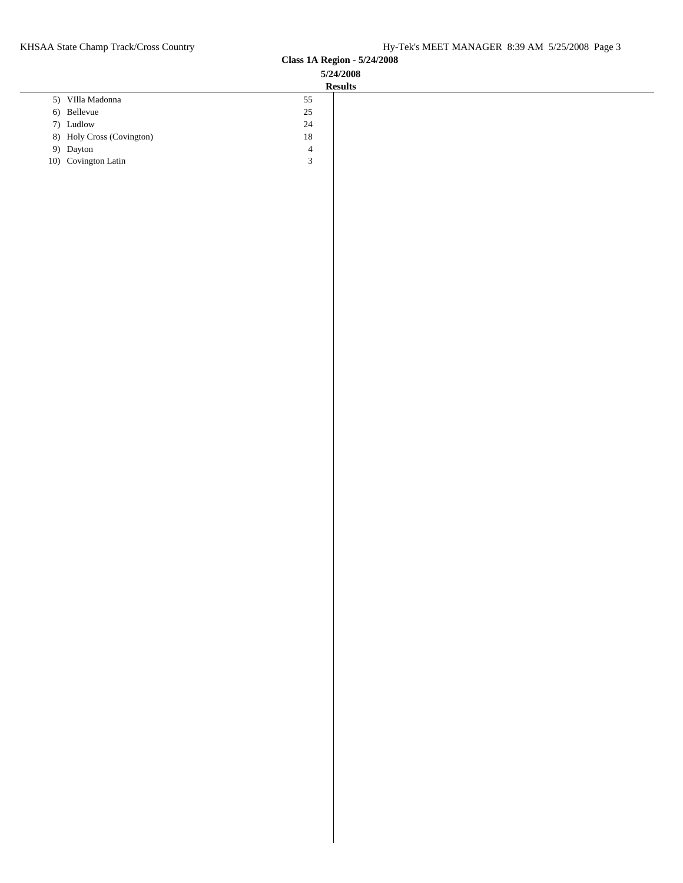## Class 1A Region - 5/24/2008

**5/24/2008**

**Results**

| | | |
|---|---|---|
| 5) | VIlla Madonna | 55 |
| 6) | Bellevue | 25 |
| 7) | Ludlow | 24 |
| 8) | Holy Cross (Covington) | 18 |
| 9) | Dayton | 4 |
| 10) | Covington Latin | 3 |